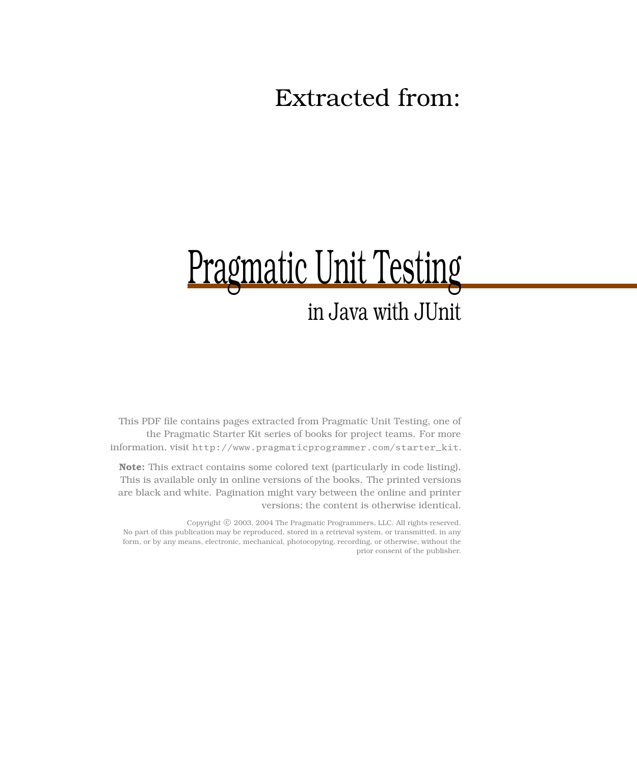Extracted from:

# Pragmatic Unit Testing

## in Java with JUnit

This PDF file contains pages extracted from Pragmatic Unit Testing, one of the Pragmatic Starter Kit series of books for project teams. For more information, visit `http://www.pragmaticprogrammer.com/starter_kit`.

**Note:** This extract contains some colored text (particularly in code listing). This is available only in online versions of the books. The printed versions are black and white. Pagination might vary between the online and printer versions; the content is otherwise identical.

Copyright © 2003, 2004 The Pragmatic Programmers, LLC. All rights reserved.
No part of this publication may be reproduced, stored in a retrieval system, or transmitted, in any form, or by any means, electronic, mechanical, photocopying, recording, or otherwise, without the prior consent of the publisher.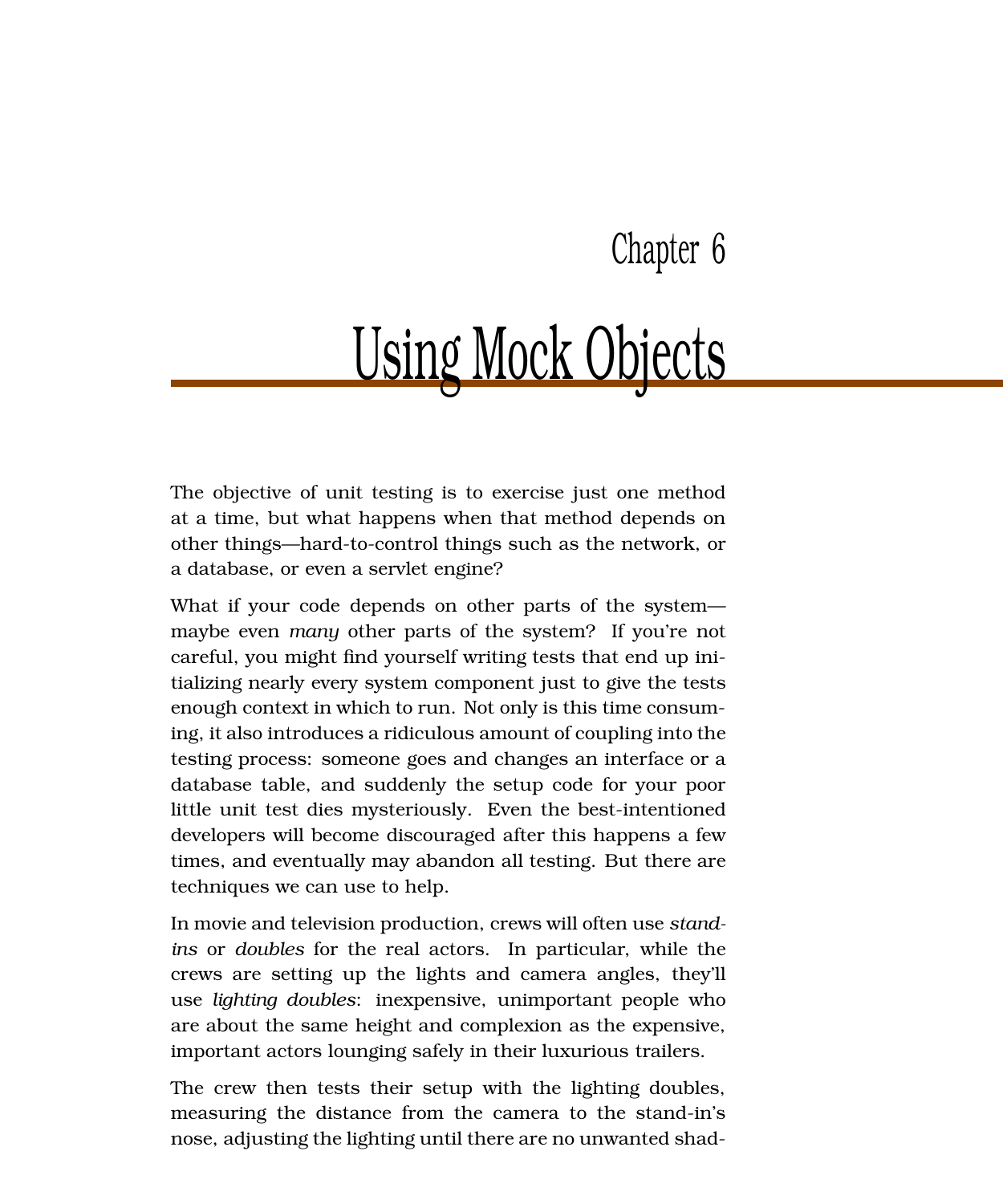# Chapter 6

# Using Mock Objects

The objective of unit testing is to exercise just one method at a time, but what happens when that method depends on other things—hard-to-control things such as the network, or a database, or even a servlet engine?

What if your code depends on other parts of the system—maybe even *many* other parts of the system? If you're not careful, you might find yourself writing tests that end up initializing nearly every system component just to give the tests enough context in which to run. Not only is this time consuming, it also introduces a ridiculous amount of coupling into the testing process: someone goes and changes an interface or a database table, and suddenly the setup code for your poor little unit test dies mysteriously. Even the best-intentioned developers will become discouraged after this happens a few times, and eventually may abandon all testing. But there are techniques we can use to help.

In movie and television production, crews will often use *stand-ins* or *doubles* for the real actors. In particular, while the crews are setting up the lights and camera angles, they'll use *lighting doubles*: inexpensive, unimportant people who are about the same height and complexion as the expensive, important actors lounging safely in their luxurious trailers.

The crew then tests their setup with the lighting doubles, measuring the distance from the camera to the stand-in's nose, adjusting the lighting until there are no unwanted shad-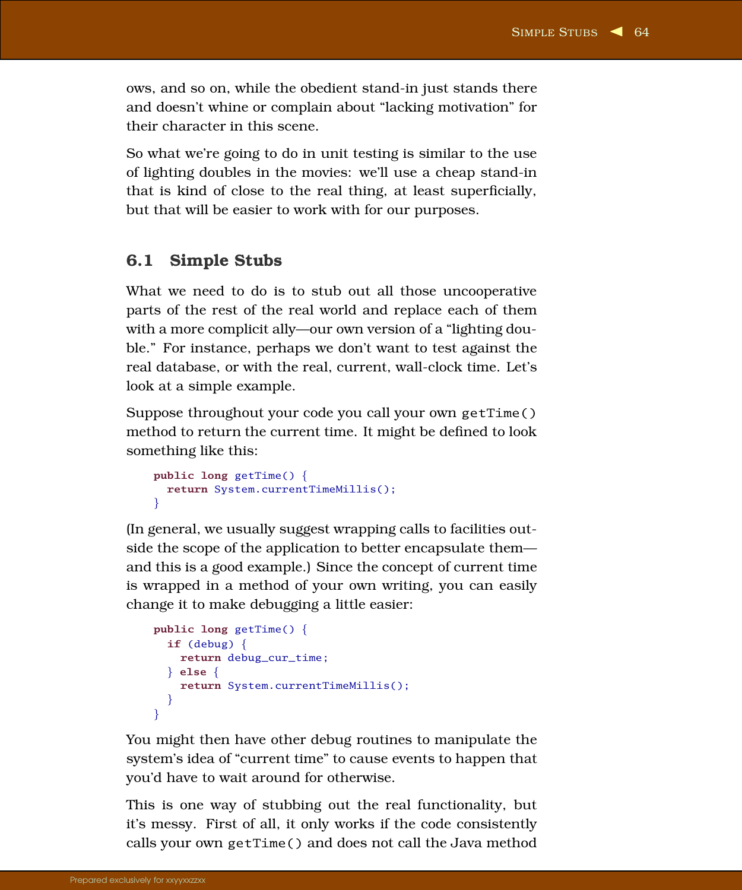ows, and so on, while the obedient stand-in just stands there and doesn't whine or complain about "lacking motivation" for their character in this scene.

So what we're going to do in unit testing is similar to the use of lighting doubles in the movies: we'll use a cheap stand-in that is kind of close to the real thing, at least superficially, but that will be easier to work with for our purposes.

## 6.1 Simple Stubs

What we need to do is to stub out all those uncooperative parts of the rest of the real world and replace each of them with a more complicit ally—our own version of a "lighting double." For instance, perhaps we don't want to test against the real database, or with the real, current, wall-clock time. Let's look at a simple example.

Suppose throughout your code you call your own `getTime()` method to return the current time. It might be defined to look something like this:

```java
public long getTime() {
  return System.currentTimeMillis();
}
```

(In general, we usually suggest wrapping calls to facilities outside the scope of the application to better encapsulate them—and this is a good example.) Since the concept of current time is wrapped in a method of your own writing, you can easily change it to make debugging a little easier:

```java
public long getTime() {
  if (debug) {
    return debug_cur_time;
  } else {
    return System.currentTimeMillis();
  }
}
```

You might then have other debug routines to manipulate the system's idea of "current time" to cause events to happen that you'd have to wait around for otherwise.

This is one way of stubbing out the real functionality, but it's messy. First of all, it only works if the code consistently calls your own `getTime()` and does not call the Java method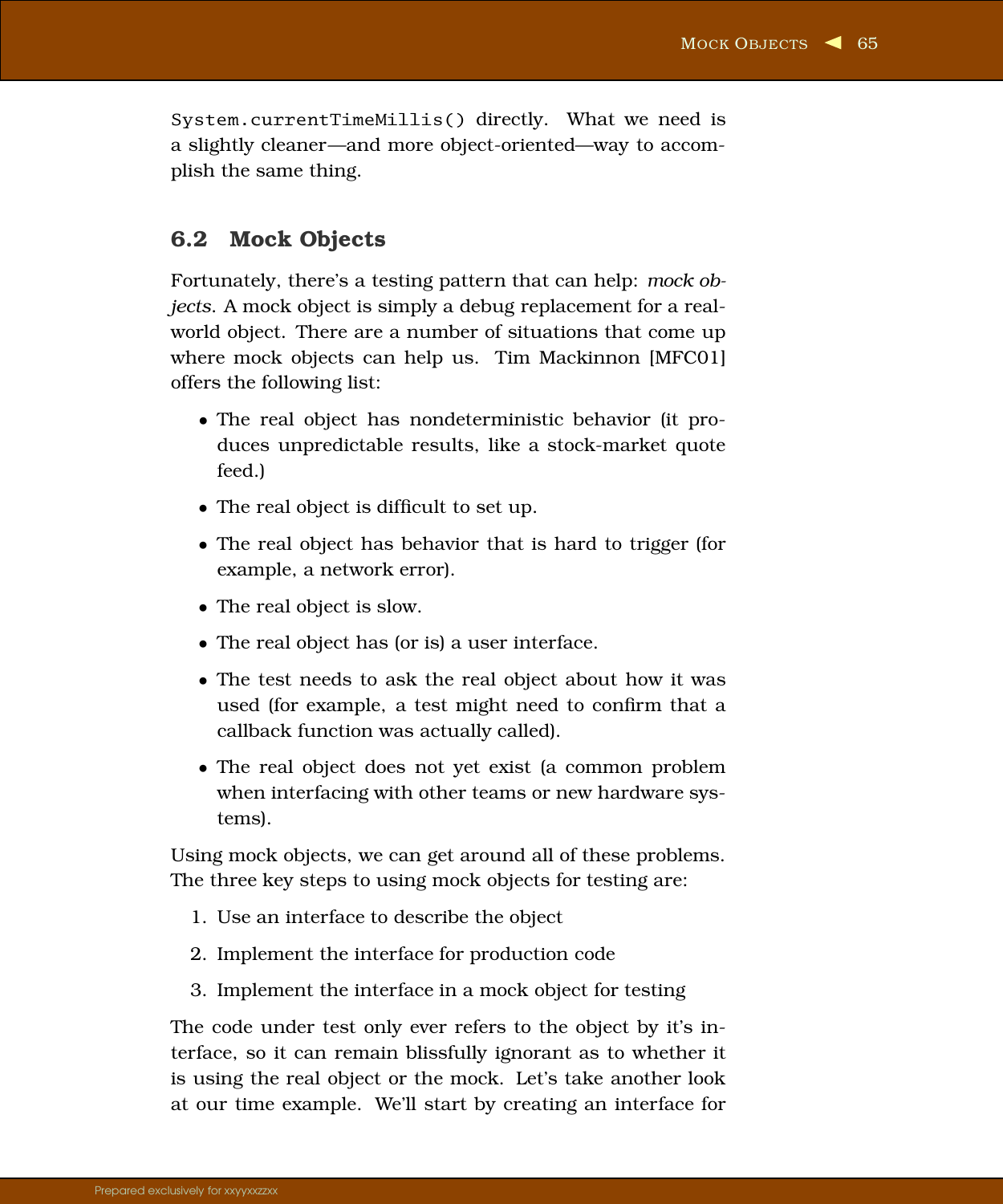`System.currentTimeMillis()` directly. What we need is a slightly cleaner—and more object-oriented—way to accomplish the same thing.

## 6.2 Mock Objects

Fortunately, there's a testing pattern that can help: *mock objects*. A mock object is simply a debug replacement for a real-world object. There are a number of situations that come up where mock objects can help us. Tim Mackinnon [MFC01] offers the following list:

- The real object has nondeterministic behavior (it produces unpredictable results, like a stock-market quote feed.)
- The real object is difficult to set up.
- The real object has behavior that is hard to trigger (for example, a network error).
- The real object is slow.
- The real object has (or is) a user interface.
- The test needs to ask the real object about how it was used (for example, a test might need to confirm that a callback function was actually called).
- The real object does not yet exist (a common problem when interfacing with other teams or new hardware systems).

Using mock objects, we can get around all of these problems. The three key steps to using mock objects for testing are:

1. Use an interface to describe the object
2. Implement the interface for production code
3. Implement the interface in a mock object for testing

The code under test only ever refers to the object by it's interface, so it can remain blissfully ignorant as to whether it is using the real object or the mock. Let's take another look at our time example. We'll start by creating an interface for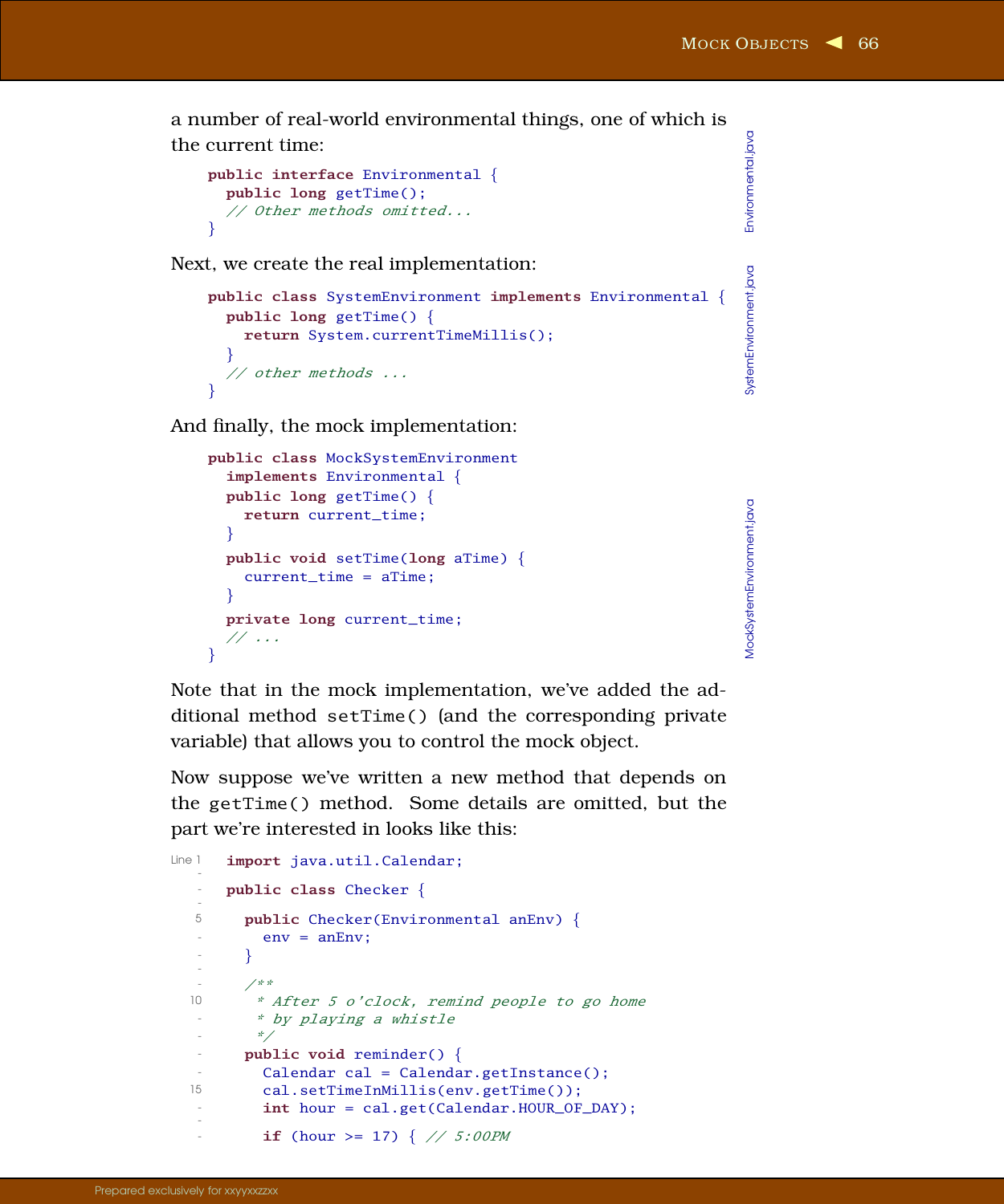a number of real-world environmental things, one of which is the current time:

```java
public interface Environmental {
  public long getTime();
  // Other methods omitted...
}
```

Next, we create the real implementation:

```java
public class SystemEnvironment implements Environmental {
  public long getTime() {
    return System.currentTimeMillis();
  }
  // other methods ...
}
```

And finally, the mock implementation:

```java
public class MockSystemEnvironment
  implements Environmental {
  public long getTime() {
    return current_time;
  }
  public void setTime(long aTime) {
    current_time = aTime;
  }
  private long current_time;
  // ...
}
```

Note that in the mock implementation, we've added the additional method setTime() (and the corresponding private variable) that allows you to control the mock object.

Now suppose we've written a new method that depends on the getTime() method. Some details are omitted, but the part we're interested in looks like this:

```java
import java.util.Calendar;

public class Checker {

  public Checker(Environmental anEnv) {
    env = anEnv;
  }

  /**
   * After 5 o'clock, remind people to go home
   * by playing a whistle
   */
  public void reminder() {
    Calendar cal = Calendar.getInstance();
    cal.setTimeInMillis(env.getTime());
    int hour = cal.get(Calendar.HOUR_OF_DAY);

    if (hour >= 17) { // 5:00PM
```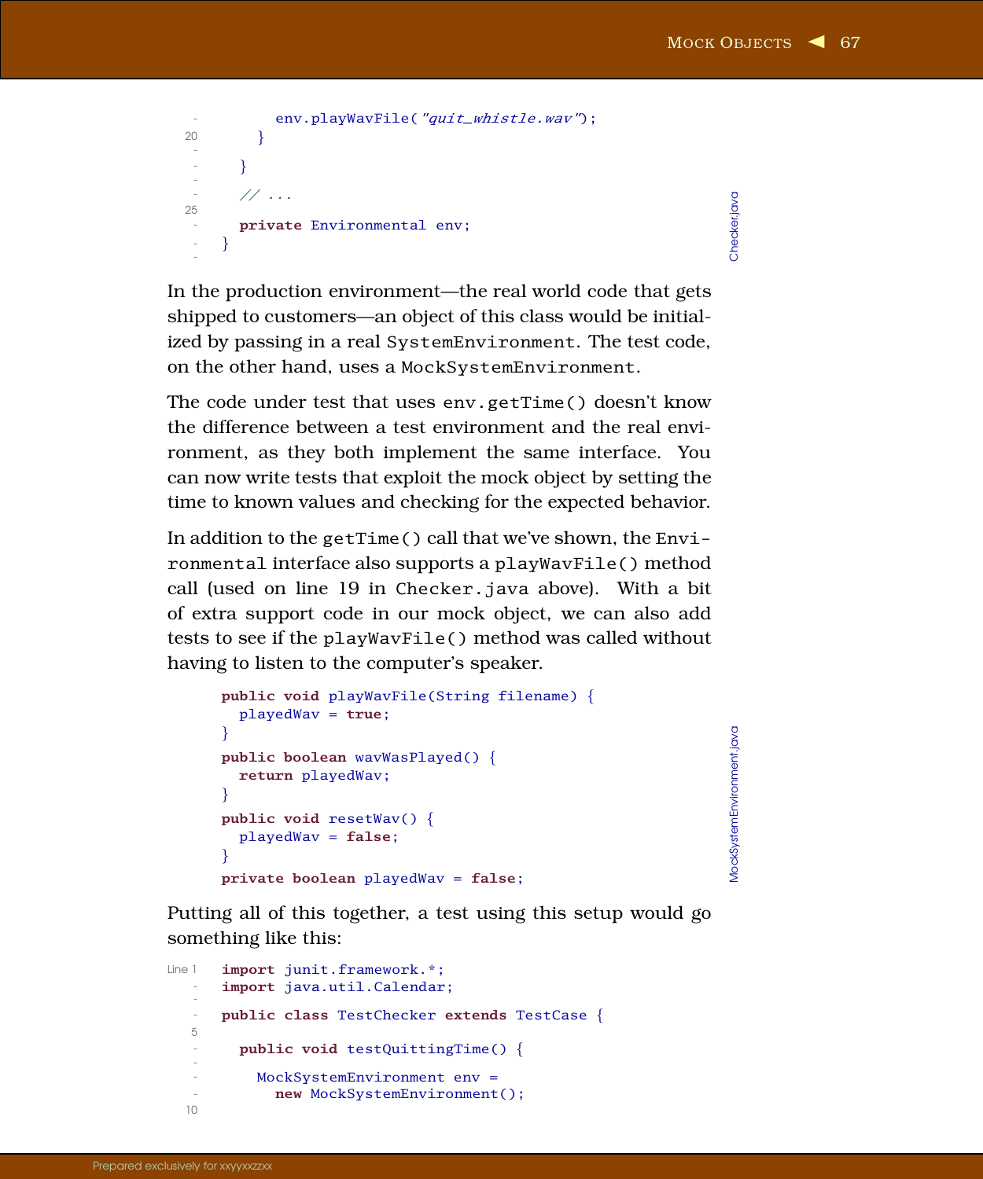```java
        env.playWavFile("quit_whistle.wav");
      }
    }

    // ...

    private Environmental env;
  }
```

In the production environment—the real world code that gets shipped to customers—an object of this class would be initialized by passing in a real `SystemEnvironment`. The test code, on the other hand, uses a `MockSystemEnvironment`.

The code under test that uses `env.getTime()` doesn't know the difference between a test environment and the real environment, as they both implement the same interface. You can now write tests that exploit the mock object by setting the time to known values and checking for the expected behavior.

In addition to the `getTime()` call that we've shown, the `Environmental` interface also supports a `playWavFile()` method call (used on line 19 in `Checker.java` above). With a bit of extra support code in our mock object, we can also add tests to see if the `playWavFile()` method was called without having to listen to the computer's speaker.

```java
public void playWavFile(String filename) {
  playedWav = true;
}
public boolean wavWasPlayed() {
  return playedWav;
}
public void resetWav() {
  playedWav = false;
}
private boolean playedWav = false;
```

Putting all of this together, a test using this setup would go something like this:

```java
import junit.framework.*;
import java.util.Calendar;

public class TestChecker extends TestCase {

  public void testQuittingTime() {

    MockSystemEnvironment env =
      new MockSystemEnvironment();

```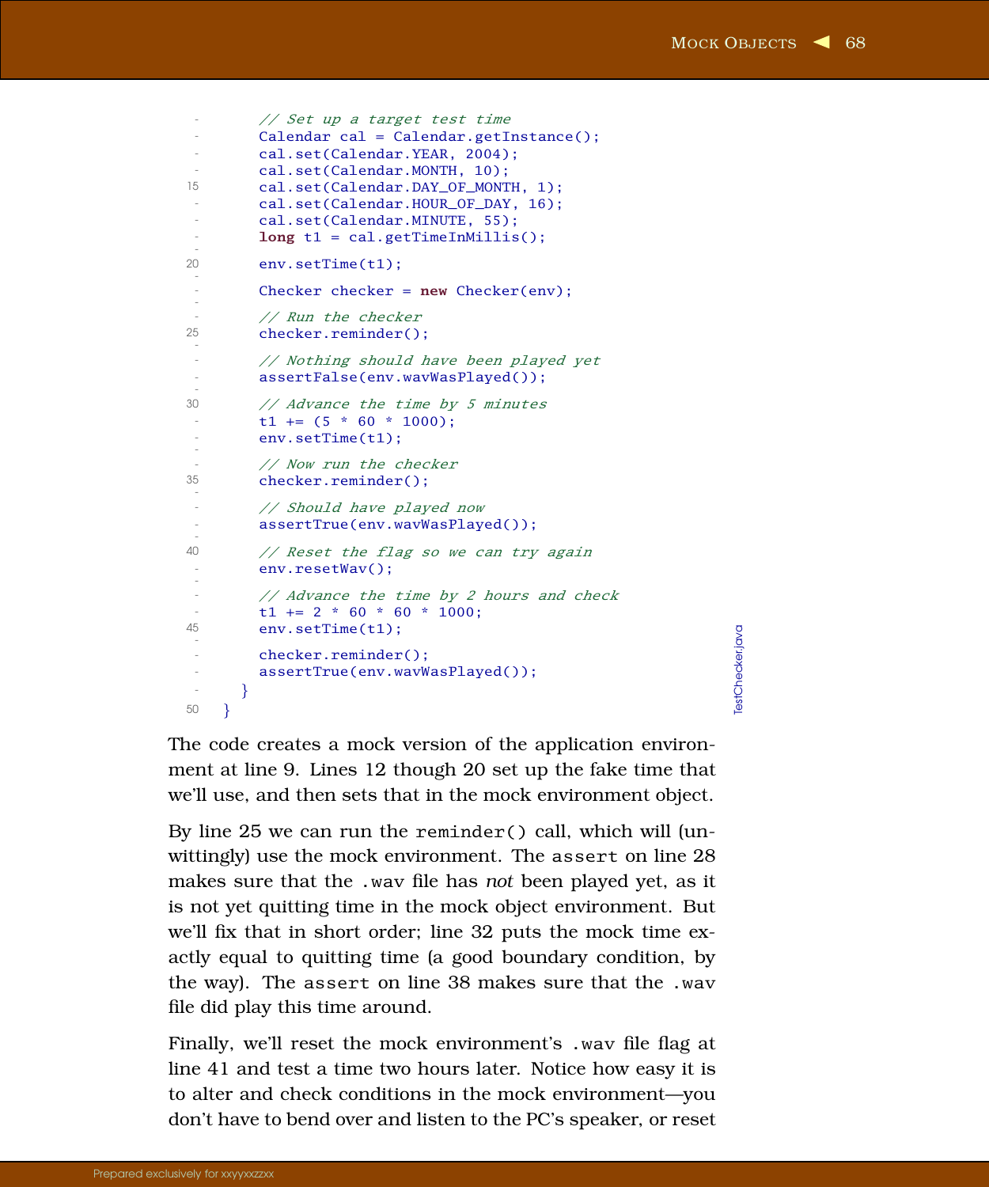```java
        // Set up a target test time
        Calendar cal = Calendar.getInstance();
        cal.set(Calendar.YEAR, 2004);
        cal.set(Calendar.MONTH, 10);
        cal.set(Calendar.DAY_OF_MONTH, 1);
        cal.set(Calendar.HOUR_OF_DAY, 16);
        cal.set(Calendar.MINUTE, 55);
        long t1 = cal.getTimeInMillis();

        env.setTime(t1);

        Checker checker = new Checker(env);

        // Run the checker
        checker.reminder();

        // Nothing should have been played yet
        assertFalse(env.wavWasPlayed());

        // Advance the time by 5 minutes
        t1 += (5 * 60 * 1000);
        env.setTime(t1);

        // Now run the checker
        checker.reminder();

        // Should have played now
        assertTrue(env.wavWasPlayed());

        // Reset the flag so we can try again
        env.resetWav();

        // Advance the time by 2 hours and check
        t1 += 2 * 60 * 60 * 1000;
        env.setTime(t1);

        checker.reminder();
        assertTrue(env.wavWasPlayed());
    }
}
```

TestChecker.java

The code creates a mock version of the application environment at line 9. Lines 12 though 20 set up the fake time that we'll use, and then sets that in the mock environment object.

By line 25 we can run the `reminder()` call, which will (unwittingly) use the mock environment. The `assert` on line 28 makes sure that the `.wav` file has *not* been played yet, as it is not yet quitting time in the mock object environment. But we'll fix that in short order; line 32 puts the mock time exactly equal to quitting time (a good boundary condition, by the way). The `assert` on line 38 makes sure that the `.wav` file did play this time around.

Finally, we'll reset the mock environment's `.wav` file flag at line 41 and test a time two hours later. Notice how easy it is to alter and check conditions in the mock environment—you don't have to bend over and listen to the PC's speaker, or reset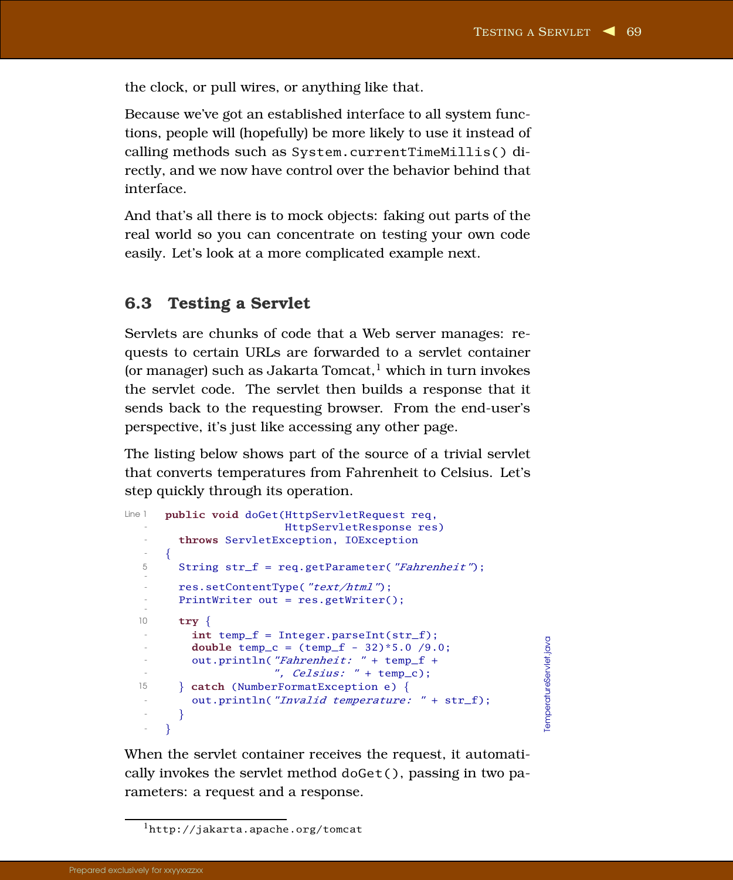the clock, or pull wires, or anything like that.

Because we've got an established interface to all system functions, people will (hopefully) be more likely to use it instead of calling methods such as `System.currentTimeMillis()` directly, and we now have control over the behavior behind that interface.

And that's all there is to mock objects: faking out parts of the real world so you can concentrate on testing your own code easily. Let's look at a more complicated example next.

## 6.3 Testing a Servlet

Servlets are chunks of code that a Web server manages: requests to certain URLs are forwarded to a servlet container (or manager) such as Jakarta Tomcat,[1] which in turn invokes the servlet code. The servlet then builds a response that it sends back to the requesting browser. From the end-user's perspective, it's just like accessing any other page.

The listing below shows part of the source of a trivial servlet that converts temperatures from Fahrenheit to Celsius. Let's step quickly through its operation.

```
public void doGet(HttpServletRequest req,
                  HttpServletResponse res)
  throws ServletException, IOException
{
  String str_f = req.getParameter("Fahrenheit");

  res.setContentType("text/html");
  PrintWriter out = res.getWriter();

  try {
    int temp_f = Integer.parseInt(str_f);
    double temp_c = (temp_f - 32)*5.0 /9.0;
    out.println("Fahrenheit: " + temp_f +
                ", Celsius: " + temp_c);
  } catch (NumberFormatException e) {
    out.println("Invalid temperature: " + str_f);
  }
}
```

TemperatureServlet.java

When the servlet container receives the request, it automatically invokes the servlet method `doGet()`, passing in two parameters: a request and a response.

[1] http://jakarta.apache.org/tomcat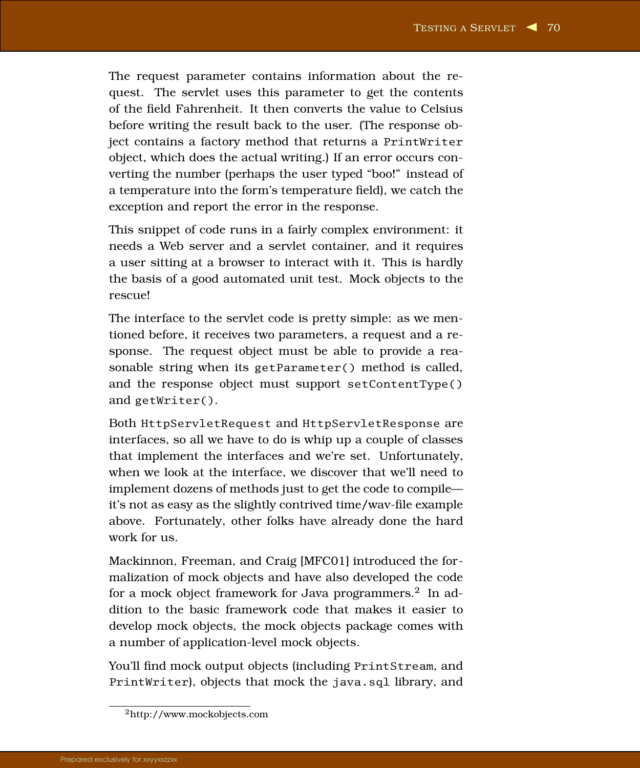The request parameter contains information about the request. The servlet uses this parameter to get the contents of the field Fahrenheit. It then converts the value to Celsius before writing the result back to the user. (The response object contains a factory method that returns a `PrintWriter` object, which does the actual writing.) If an error occurs converting the number (perhaps the user typed "boo!" instead of a temperature into the form's temperature field), we catch the exception and report the error in the response.

This snippet of code runs in a fairly complex environment: it needs a Web server and a servlet container, and it requires a user sitting at a browser to interact with it. This is hardly the basis of a good automated unit test. Mock objects to the rescue!

The interface to the servlet code is pretty simple: as we mentioned before, it receives two parameters, a request and a response. The request object must be able to provide a reasonable string when its `getParameter()` method is called, and the response object must support `setContentType()` and `getWriter()`.

Both `HttpServletRequest` and `HttpServletResponse` are interfaces, so all we have to do is whip up a couple of classes that implement the interfaces and we're set. Unfortunately, when we look at the interface, we discover that we'll need to implement dozens of methods just to get the code to compile—it's not as easy as the slightly contrived time/wav-file example above. Fortunately, other folks have already done the hard work for us.

Mackinnon, Freeman, and Craig [MFC01] introduced the formalization of mock objects and have also developed the code for a mock object framework for Java programmers.[2] In addition to the basic framework code that makes it easier to develop mock objects, the mock objects package comes with a number of application-level mock objects.

You'll find mock output objects (including `PrintStream`, and `PrintWriter`), objects that mock the `java.sql` library, and

[2] http://www.mockobjects.com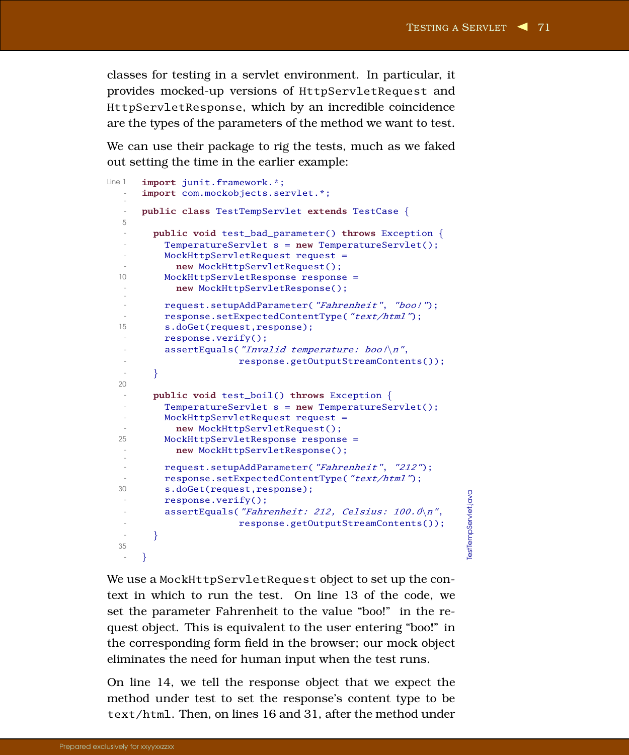classes for testing in a servlet environment. In particular, it provides mocked-up versions of `HttpServletRequest` and `HttpServletResponse`, which by an incredible coincidence are the types of the parameters of the method we want to test.

We can use their package to rig the tests, much as we faked out setting the time in the earlier example:

```java
import junit.framework.*;
import com.mockobjects.servlet.*;

public class TestTempServlet extends TestCase {

  public void test_bad_parameter() throws Exception {
    TemperatureServlet s = new TemperatureServlet();
    MockHttpServletRequest request =
      new MockHttpServletRequest();
    MockHttpServletResponse response =
      new MockHttpServletResponse();

    request.setupAddParameter("Fahrenheit", "boo!");
    response.setExpectedContentType("text/html");
    s.doGet(request,response);
    response.verify();
    assertEquals("Invalid temperature: boo!\n",
                 response.getOutputStreamContents());
  }

  public void test_boil() throws Exception {
    TemperatureServlet s = new TemperatureServlet();
    MockHttpServletRequest request =
      new MockHttpServletRequest();
    MockHttpServletResponse response =
      new MockHttpServletResponse();

    request.setupAddParameter("Fahrenheit", "212");
    response.setExpectedContentType("text/html");
    s.doGet(request,response);
    response.verify();
    assertEquals("Fahrenheit: 212, Celsius: 100.0\n",
                 response.getOutputStreamContents());
  }

}
```

TestTempServlet.java

We use a `MockHttpServletRequest` object to set up the context in which to run the test. On line 13 of the code, we set the parameter Fahrenheit to the value "boo!" in the request object. This is equivalent to the user entering "boo!" in the corresponding form field in the browser; our mock object eliminates the need for human input when the test runs.

On line 14, we tell the response object that we expect the method under test to set the response's content type to be `text/html`. Then, on lines 16 and 31, after the method under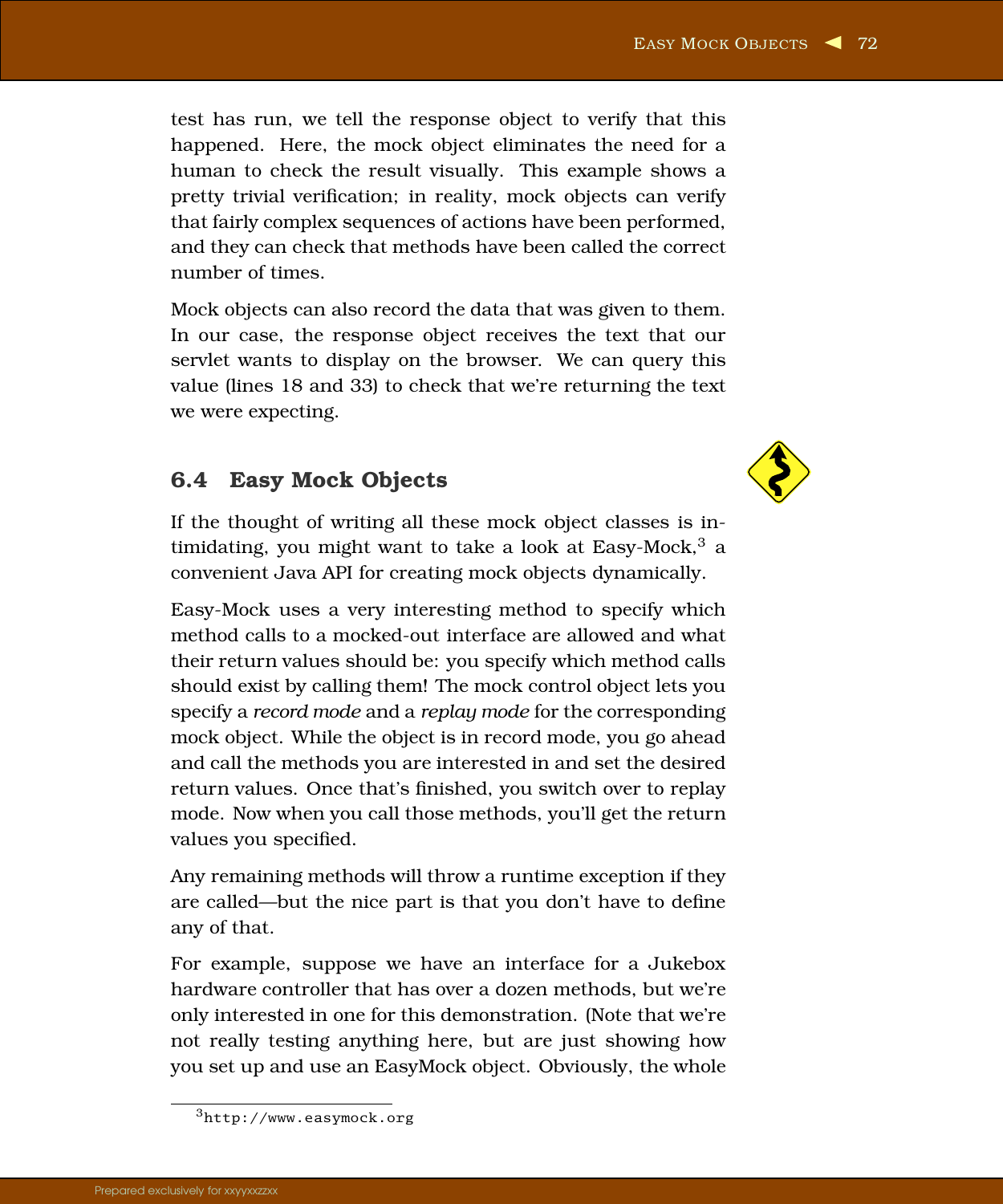test has run, we tell the response object to verify that this happened. Here, the mock object eliminates the need for a human to check the result visually. This example shows a pretty trivial verification; in reality, mock objects can verify that fairly complex sequences of actions have been performed, and they can check that methods have been called the correct number of times.

Mock objects can also record the data that was given to them. In our case, the response object receives the text that our servlet wants to display on the browser. We can query this value (lines 18 and 33) to check that we're returning the text we were expecting.

## 6.4 Easy Mock Objects

If the thought of writing all these mock object classes is intimidating, you might want to take a look at Easy-Mock,[3] a convenient Java API for creating mock objects dynamically.

Easy-Mock uses a very interesting method to specify which method calls to a mocked-out interface are allowed and what their return values should be: you specify which method calls should exist by calling them! The mock control object lets you specify a *record mode* and a *replay mode* for the corresponding mock object. While the object is in record mode, you go ahead and call the methods you are interested in and set the desired return values. Once that's finished, you switch over to replay mode. Now when you call those methods, you'll get the return values you specified.

Any remaining methods will throw a runtime exception if they are called—but the nice part is that you don't have to define any of that.

For example, suppose we have an interface for a Jukebox hardware controller that has over a dozen methods, but we're only interested in one for this demonstration. (Note that we're not really testing anything here, but are just showing how you set up and use an EasyMock object. Obviously, the whole

[3] `http://www.easymock.org`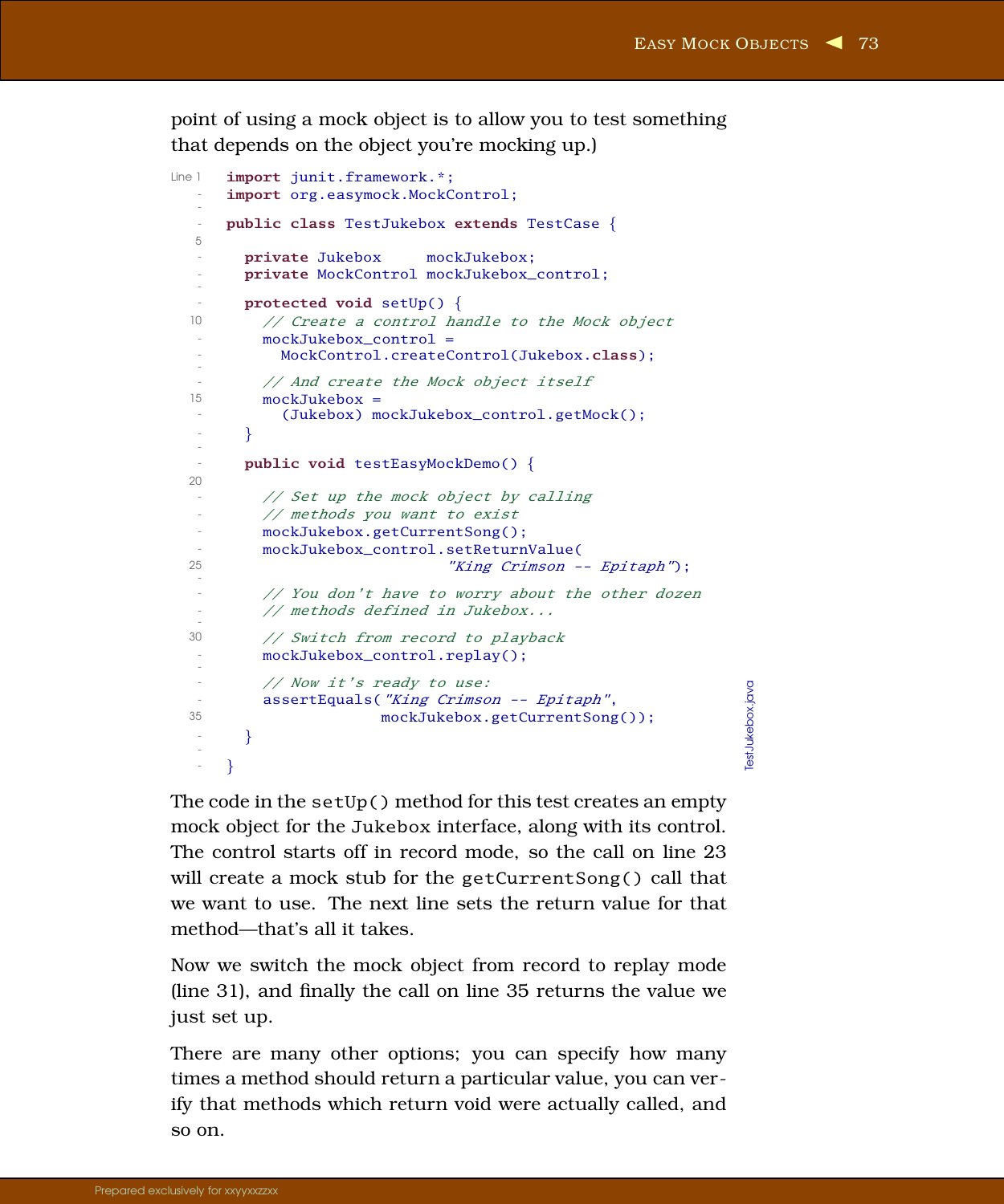point of using a mock object is to allow you to test something that depends on the object you're mocking up.)

```java
import junit.framework.*;
import org.easymock.MockControl;

public class TestJukebox extends TestCase {

  private Jukebox     mockJukebox;
  private MockControl mockJukebox_control;

  protected void setUp() {
    // Create a control handle to the Mock object
    mockJukebox_control =
      MockControl.createControl(Jukebox.class);

    // And create the Mock object itself
    mockJukebox =
      (Jukebox) mockJukebox_control.getMock();
  }

  public void testEasyMockDemo() {

    // Set up the mock object by calling
    // methods you want to exist
    mockJukebox.getCurrentSong();
    mockJukebox_control.setReturnValue(
                        "King Crimson -- Epitaph");

    // You don't have to worry about the other dozen
    // methods defined in Jukebox...

    // Switch from record to playback
    mockJukebox_control.replay();

    // Now it's ready to use:
    assertEquals("King Crimson -- Epitaph",
                 mockJukebox.getCurrentSong());
  }

}
```

TestJukebox.java

The code in the `setUp()` method for this test creates an empty mock object for the `Jukebox` interface, along with its control. The control starts off in record mode, so the call on line 23 will create a mock stub for the `getCurrentSong()` call that we want to use. The next line sets the return value for that method—that's all it takes.

Now we switch the mock object from record to replay mode (line 31), and finally the call on line 35 returns the value we just set up.

There are many other options; you can specify how many times a method should return a particular value, you can verify that methods which return void were actually called, and so on.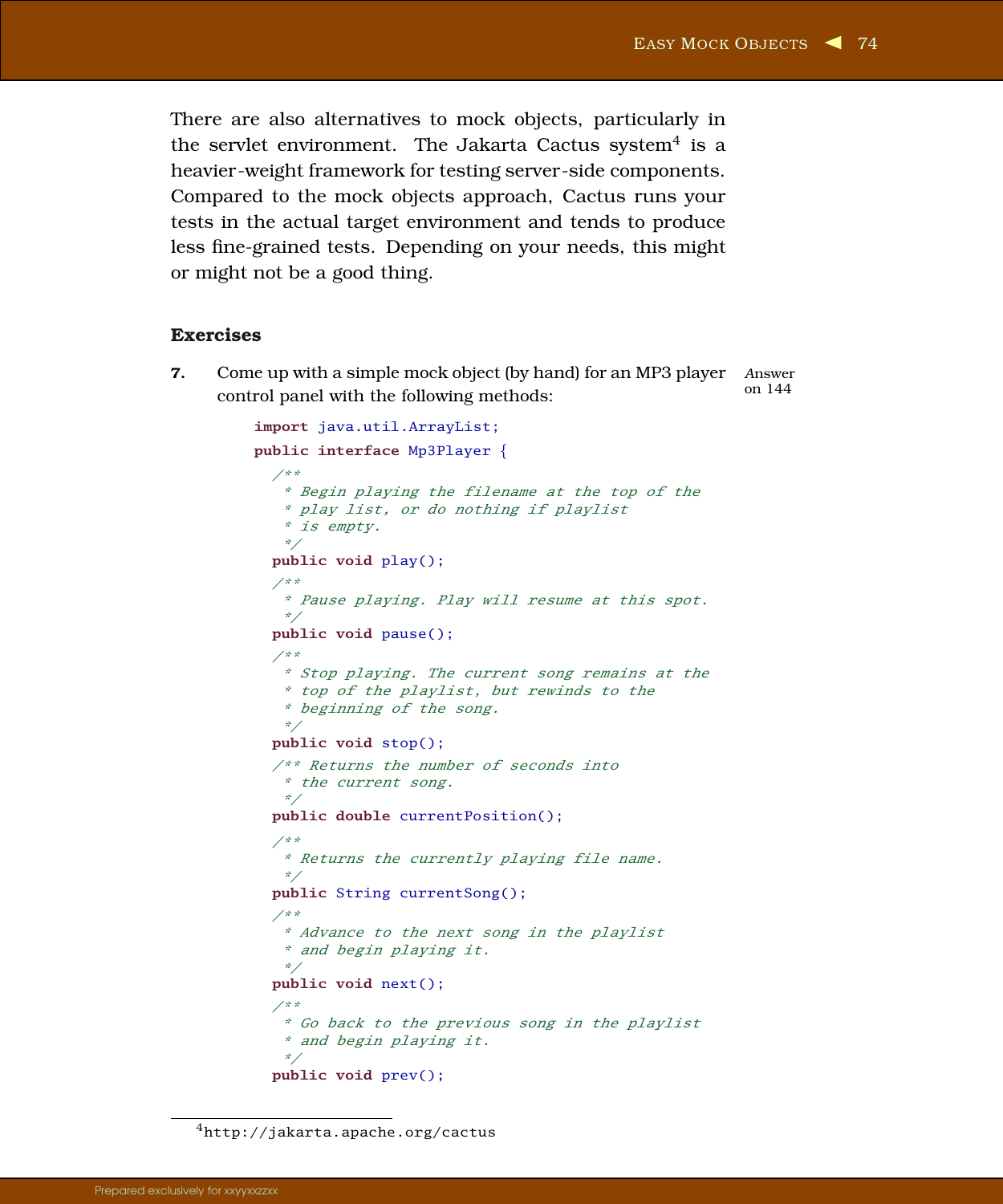There are also alternatives to mock objects, particularly in the servlet environment. The Jakarta Cactus system[4] is a heavier-weight framework for testing server-side components. Compared to the mock objects approach, Cactus runs your tests in the actual target environment and tends to produce less fine-grained tests. Depending on your needs, this might or might not be a good thing.

### Exercises

**7.** Come up with a simple mock object (by hand) for an MP3 player control panel with the following methods: *Answer on 144*

```java
import java.util.ArrayList;
public interface Mp3Player {
  /**
   * Begin playing the filename at the top of the
   * play list, or do nothing if playlist
   * is empty.
   */
  public void play();
  /**
   * Pause playing. Play will resume at this spot.
   */
  public void pause();
  /**
   * Stop playing. The current song remains at the
   * top of the playlist, but rewinds to the
   * beginning of the song.
   */
  public void stop();
  /** Returns the number of seconds into
   * the current song.
   */
  public double currentPosition();
  /**
   * Returns the currently playing file name.
   */
  public String currentSong();
  /**
   * Advance to the next song in the playlist
   * and begin playing it.
   */
  public void next();
  /**
   * Go back to the previous song in the playlist
   * and begin playing it.
   */
  public void prev();
```

[4] http://jakarta.apache.org/cactus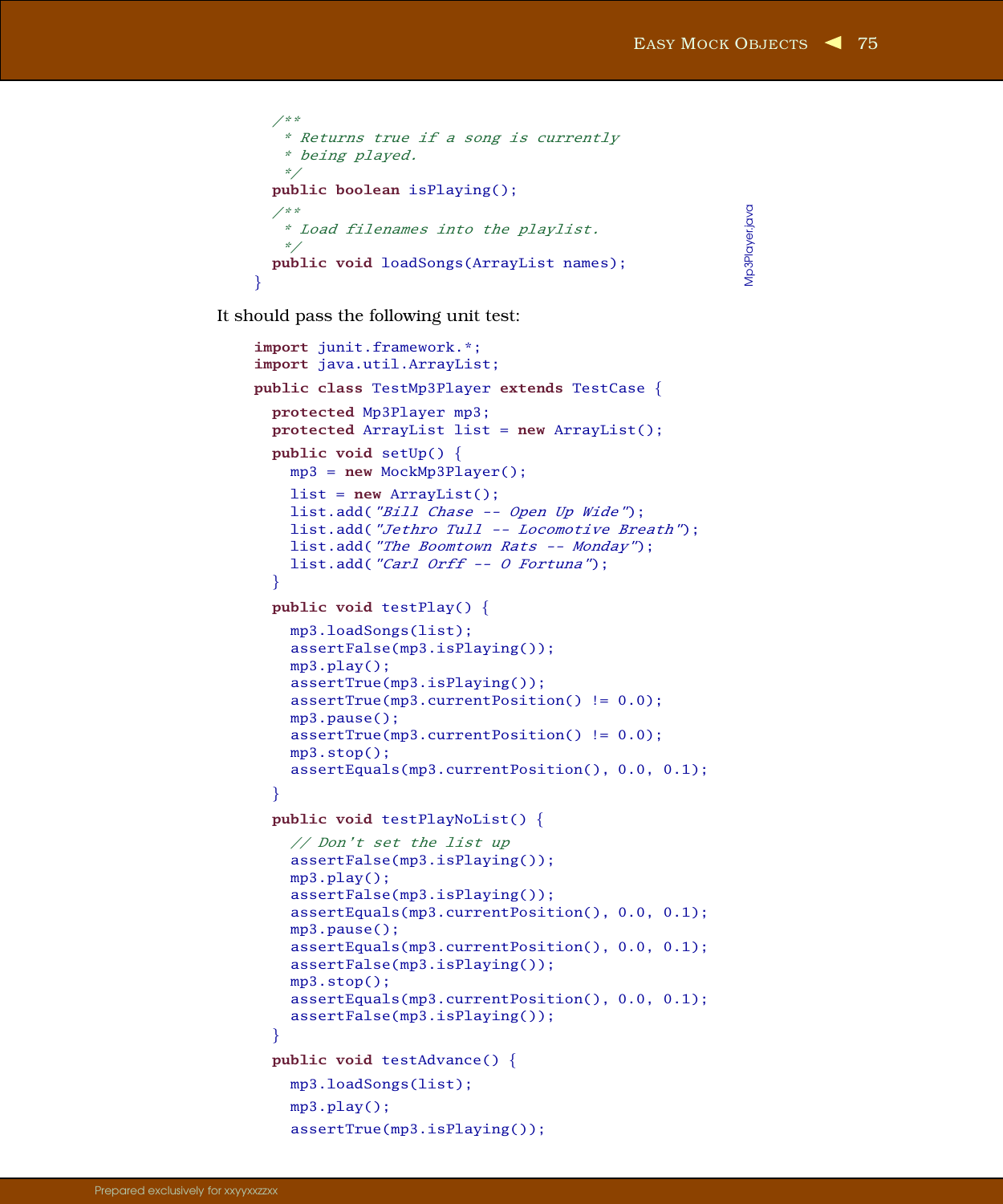```java
  /**
   * Returns true if a song is currently
   * being played.
   */
  public boolean isPlaying();
  /**
   * Load filenames into the playlist.
   */
  public void loadSongs(ArrayList names);
}
```

Mp3Player.java

It should pass the following unit test:

```java
import junit.framework.*;
import java.util.ArrayList;

public class TestMp3Player extends TestCase {

  protected Mp3Player mp3;
  protected ArrayList list = new ArrayList();

  public void setUp() {
    mp3 = new MockMp3Player();

    list = new ArrayList();
    list.add("Bill Chase -- Open Up Wide");
    list.add("Jethro Tull -- Locomotive Breath");
    list.add("The Boomtown Rats -- Monday");
    list.add("Carl Orff -- O Fortuna");
  }

  public void testPlay() {
    mp3.loadSongs(list);
    assertFalse(mp3.isPlaying());
    mp3.play();
    assertTrue(mp3.isPlaying());
    assertTrue(mp3.currentPosition() != 0.0);
    mp3.pause();
    assertTrue(mp3.currentPosition() != 0.0);
    mp3.stop();
    assertEquals(mp3.currentPosition(), 0.0, 0.1);
  }

  public void testPlayNoList() {
    // Don't set the list up
    assertFalse(mp3.isPlaying());
    mp3.play();
    assertFalse(mp3.isPlaying());
    assertEquals(mp3.currentPosition(), 0.0, 0.1);
    mp3.pause();
    assertEquals(mp3.currentPosition(), 0.0, 0.1);
    assertFalse(mp3.isPlaying());
    mp3.stop();
    assertEquals(mp3.currentPosition(), 0.0, 0.1);
    assertFalse(mp3.isPlaying());
  }

  public void testAdvance() {
    mp3.loadSongs(list);

    mp3.play();

    assertTrue(mp3.isPlaying());
```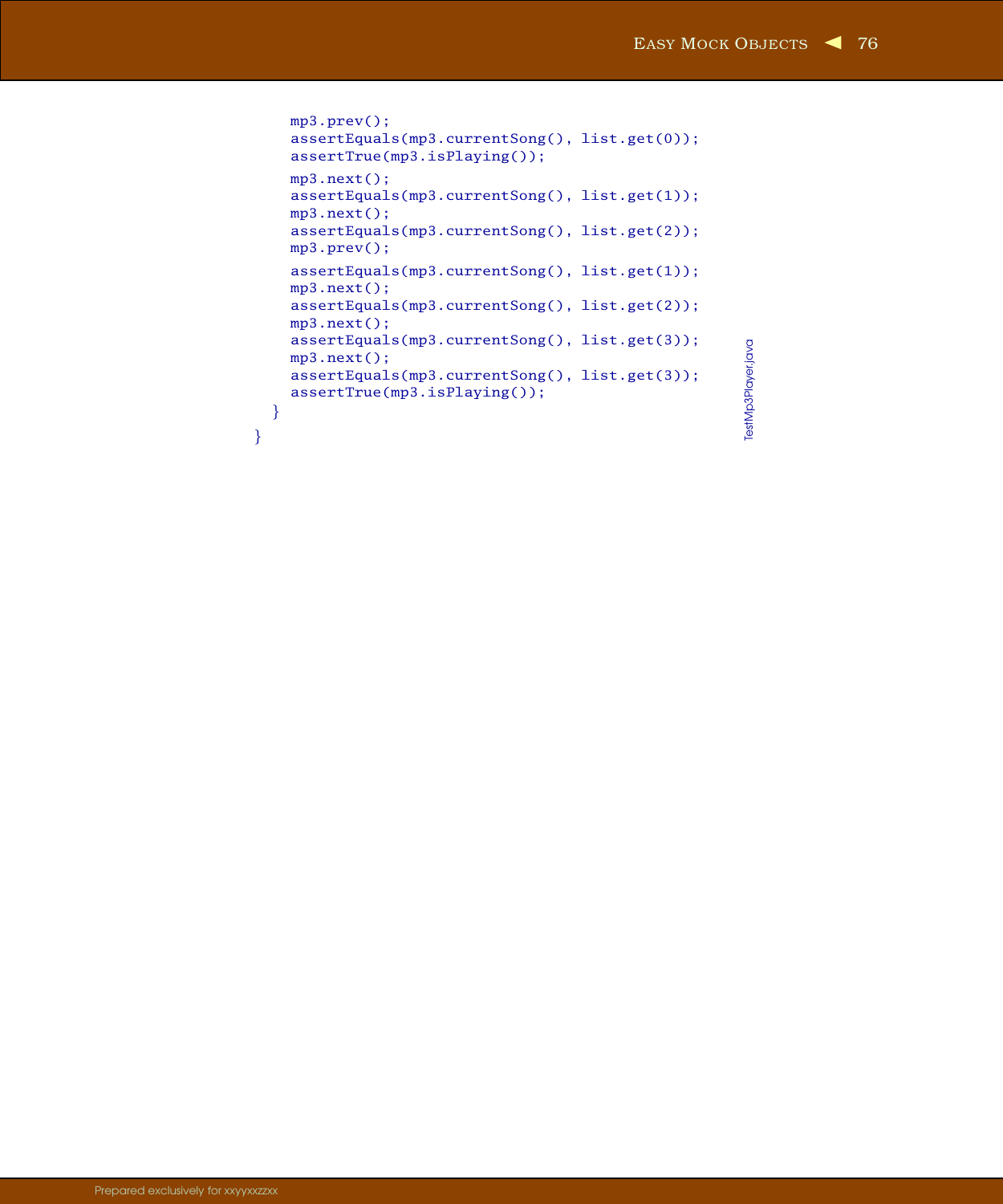```
    mp3.prev();
    assertEquals(mp3.currentSong(), list.get(0));
    assertTrue(mp3.isPlaying());
    mp3.next();
    assertEquals(mp3.currentSong(), list.get(1));
    mp3.next();
    assertEquals(mp3.currentSong(), list.get(2));
    mp3.prev();
    assertEquals(mp3.currentSong(), list.get(1));
    mp3.next();
    assertEquals(mp3.currentSong(), list.get(2));
    mp3.next();
    assertEquals(mp3.currentSong(), list.get(3));
    mp3.next();
    assertEquals(mp3.currentSong(), list.get(3));
    assertTrue(mp3.isPlaying());
  }
}
```

TestMp3Player.java